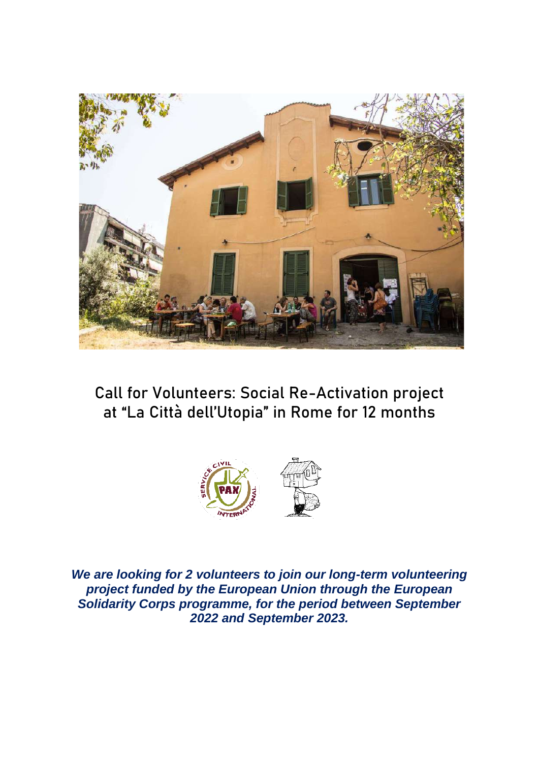# Call for Volunteers: Social Re-Activation project at "La Città dell'Utopia" in Rome for 12 months

***We are looking for 2 volunteers to join our long-term volunteering project funded by the European Union through the European Solidarity Corps programme, for the period between September 2022 and September 2023.***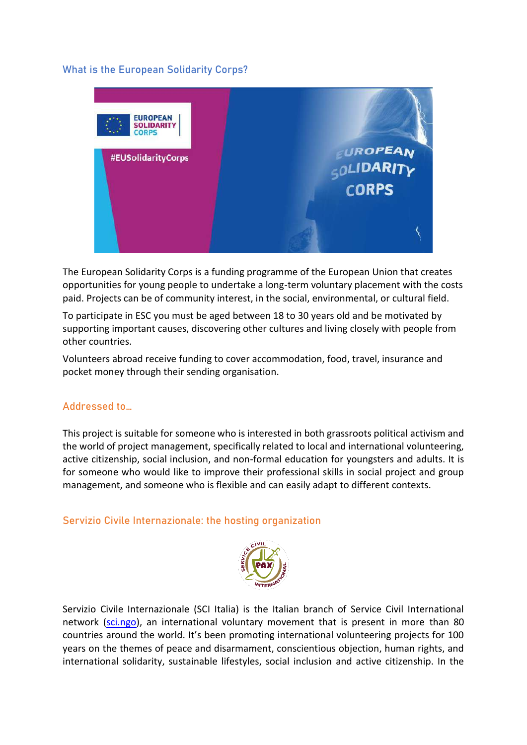## What is the European Solidarity Corps?

The European Solidarity Corps is a funding programme of the European Union that creates opportunities for young people to undertake a long-term voluntary placement with the costs paid. Projects can be of community interest, in the social, environmental, or cultural field.

To participate in ESC you must be aged between 18 to 30 years old and be motivated by supporting important causes, discovering other cultures and living closely with people from other countries.

Volunteers abroad receive funding to cover accommodation, food, travel, insurance and pocket money through their sending organisation.

## Addressed to…

This project is suitable for someone who is interested in both grassroots political activism and the world of project management, specifically related to local and international volunteering, active citizenship, social inclusion, and non-formal education for youngsters and adults. It is for someone who would like to improve their professional skills in social project and group management, and someone who is flexible and can easily adapt to different contexts.

## Servizio Civile Internazionale: the hosting organization

Servizio Civile Internazionale (SCI Italia) is the Italian branch of Service Civil International network ([sci.ngo](sci.ngo)), an international voluntary movement that is present in more than 80 countries around the world. It's been promoting international volunteering projects for 100 years on the themes of peace and disarmament, conscientious objection, human rights, and international solidarity, sustainable lifestyles, social inclusion and active citizenship. In the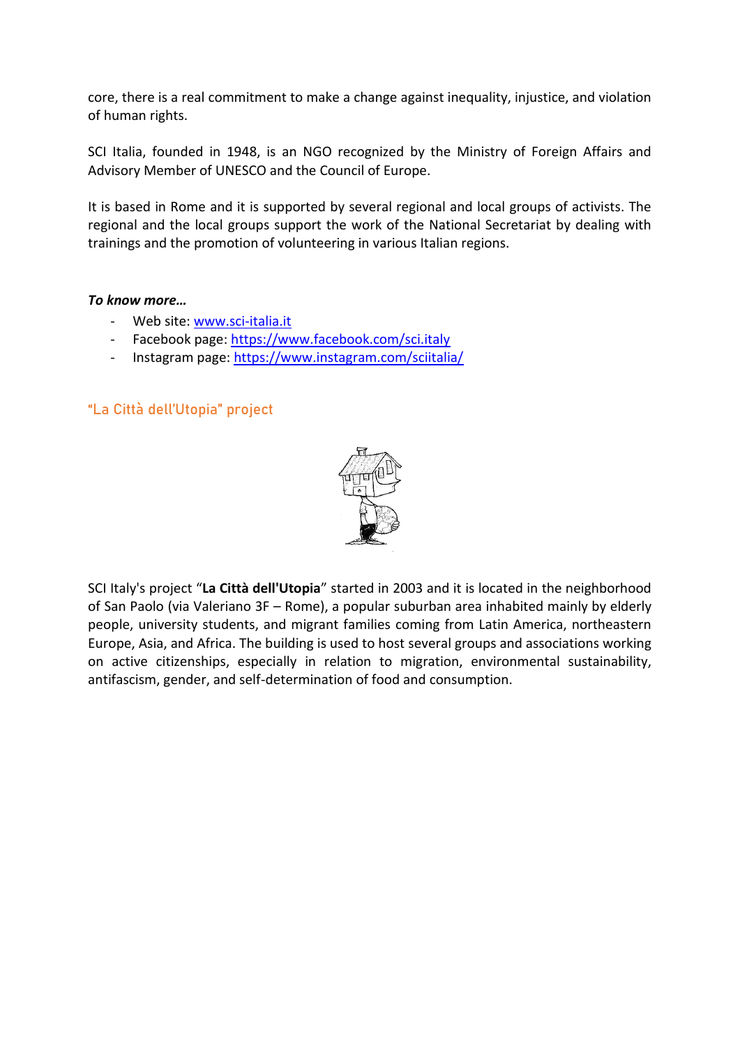core, there is a real commitment to make a change against inequality, injustice, and violation of human rights.

SCI Italia, founded in 1948, is an NGO recognized by the Ministry of Foreign Affairs and Advisory Member of UNESCO and the Council of Europe.

It is based in Rome and it is supported by several regional and local groups of activists. The regional and the local groups support the work of the National Secretariat by dealing with trainings and the promotion of volunteering in various Italian regions.

***To know more…***

- Web site: [www.sci-italia.it](http://www.sci-italia.it)
- Facebook page: [https://www.facebook.com/sci.italy](https://www.facebook.com/sci.italy)
- Instagram page: [https://www.instagram.com/sciitalia/](https://www.instagram.com/sciitalia/)

## "La Città dell'Utopia" project

SCI Italy's project "**La Città dell'Utopia**" started in 2003 and it is located in the neighborhood of San Paolo (via Valeriano 3F – Rome), a popular suburban area inhabited mainly by elderly people, university students, and migrant families coming from Latin America, northeastern Europe, Asia, and Africa. The building is used to host several groups and associations working on active citizenships, especially in relation to migration, environmental sustainability, antifascism, gender, and self-determination of food and consumption.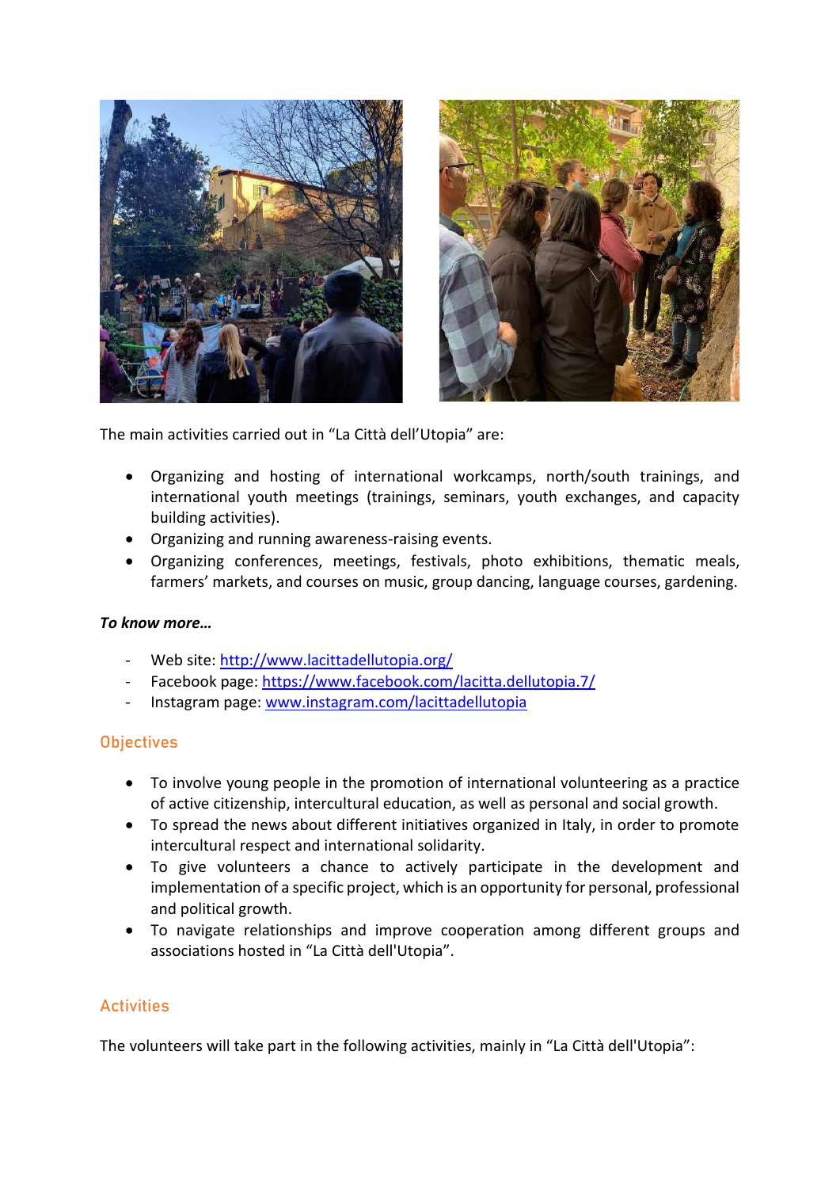The main activities carried out in "La Città dell'Utopia" are:

- Organizing and hosting of international workcamps, north/south trainings, and international youth meetings (trainings, seminars, youth exchanges, and capacity building activities).
- Organizing and running awareness-raising events.
- Organizing conferences, meetings, festivals, photo exhibitions, thematic meals, farmers' markets, and courses on music, group dancing, language courses, gardening.

***To know more…***

- Web site: http://www.lacittadellutopia.org/
- Facebook page: https://www.facebook.com/lacitta.dellutopia.7/
- Instagram page: www.instagram.com/lacittadellutopia

## Objectives

- To involve young people in the promotion of international volunteering as a practice of active citizenship, intercultural education, as well as personal and social growth.
- To spread the news about different initiatives organized in Italy, in order to promote intercultural respect and international solidarity.
- To give volunteers a chance to actively participate in the development and implementation of a specific project, which is an opportunity for personal, professional and political growth.
- To navigate relationships and improve cooperation among different groups and associations hosted in "La Città dell'Utopia".

## Activities

The volunteers will take part in the following activities, mainly in "La Città dell'Utopia":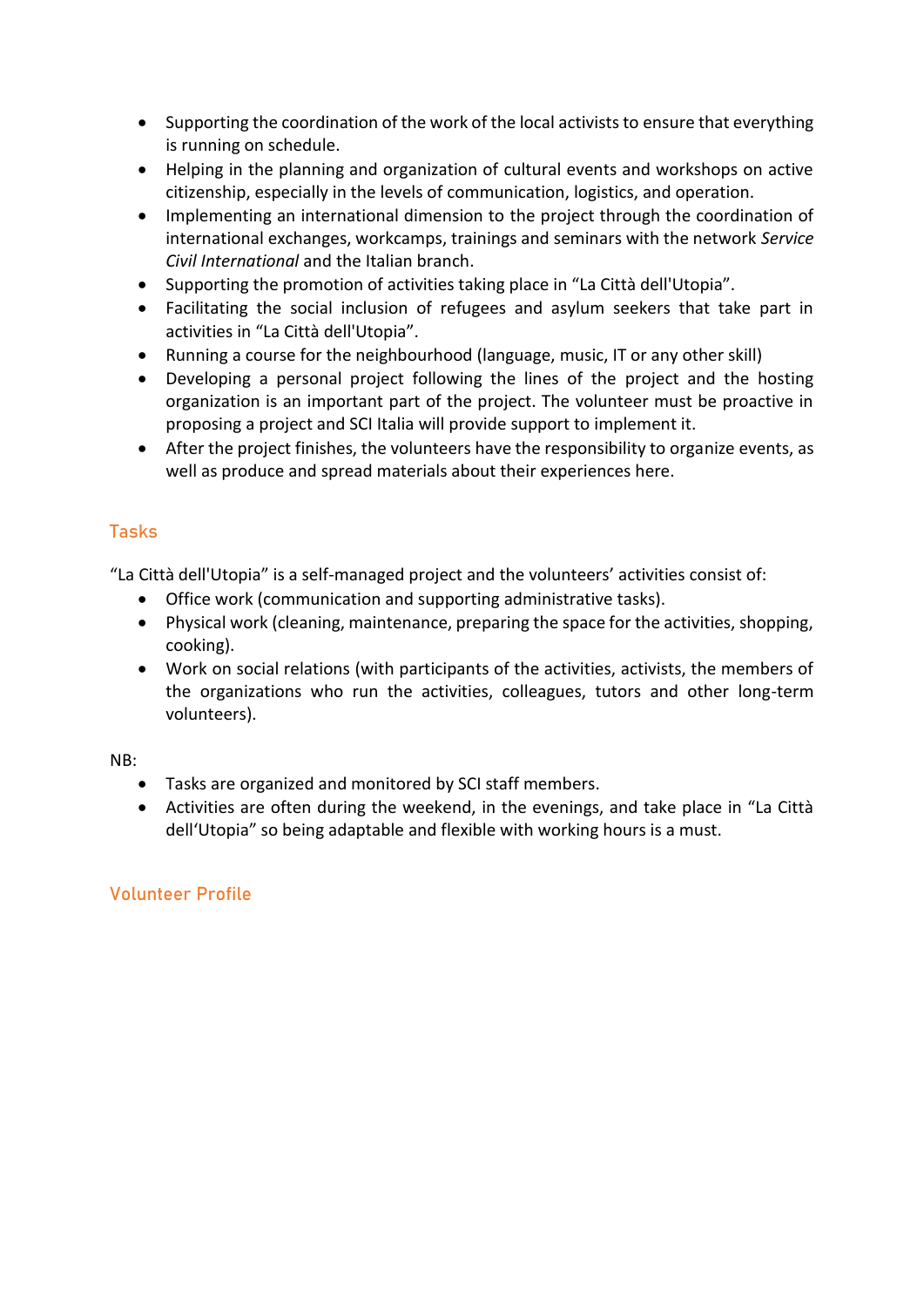- Supporting the coordination of the work of the local activists to ensure that everything is running on schedule.
- Helping in the planning and organization of cultural events and workshops on active citizenship, especially in the levels of communication, logistics, and operation.
- Implementing an international dimension to the project through the coordination of international exchanges, workcamps, trainings and seminars with the network *Service Civil International* and the Italian branch.
- Supporting the promotion of activities taking place in "La Città dell'Utopia".
- Facilitating the social inclusion of refugees and asylum seekers that take part in activities in "La Città dell'Utopia".
- Running a course for the neighbourhood (language, music, IT or any other skill)
- Developing a personal project following the lines of the project and the hosting organization is an important part of the project. The volunteer must be proactive in proposing a project and SCI Italia will provide support to implement it.
- After the project finishes, the volunteers have the responsibility to organize events, as well as produce and spread materials about their experiences here.

## Tasks

"La Città dell'Utopia" is a self-managed project and the volunteers' activities consist of:

- Office work (communication and supporting administrative tasks).
- Physical work (cleaning, maintenance, preparing the space for the activities, shopping, cooking).
- Work on social relations (with participants of the activities, activists, the members of the organizations who run the activities, colleagues, tutors and other long-term volunteers).

NB:

- Tasks are organized and monitored by SCI staff members.
- Activities are often during the weekend, in the evenings, and take place in "La Città dell'Utopia" so being adaptable and flexible with working hours is a must.

## Volunteer Profile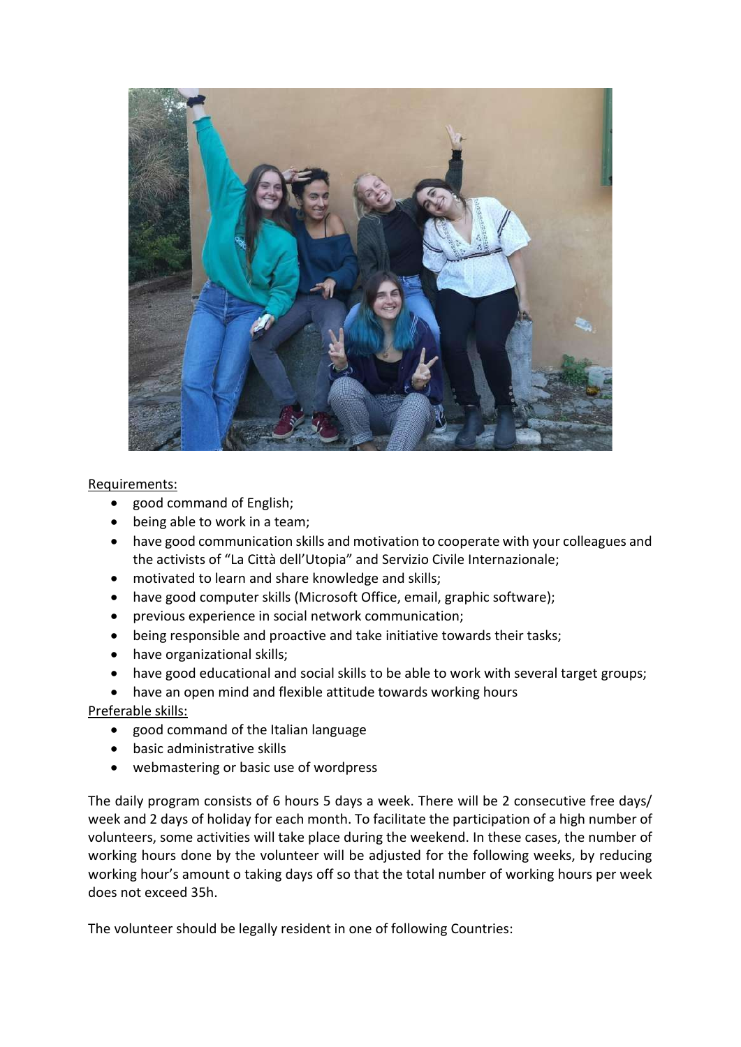Requirements:

- good command of English;
- being able to work in a team;
- have good communication skills and motivation to cooperate with your colleagues and the activists of “La Città dell’Utopia” and Servizio Civile Internazionale;
- motivated to learn and share knowledge and skills;
- have good computer skills (Microsoft Office, email, graphic software);
- previous experience in social network communication;
- being responsible and proactive and take initiative towards their tasks;
- have organizational skills;
- have good educational and social skills to be able to work with several target groups;
- have an open mind and flexible attitude towards working hours

Preferable skills:

- good command of the Italian language
- basic administrative skills
- webmastering or basic use of wordpress

The daily program consists of 6 hours 5 days a week. There will be 2 consecutive free days/ week and 2 days of holiday for each month. To facilitate the participation of a high number of volunteers, some activities will take place during the weekend. In these cases, the number of working hours done by the volunteer will be adjusted for the following weeks, by reducing working hour’s amount o taking days off so that the total number of working hours per week does not exceed 35h.

The volunteer should be legally resident in one of following Countries: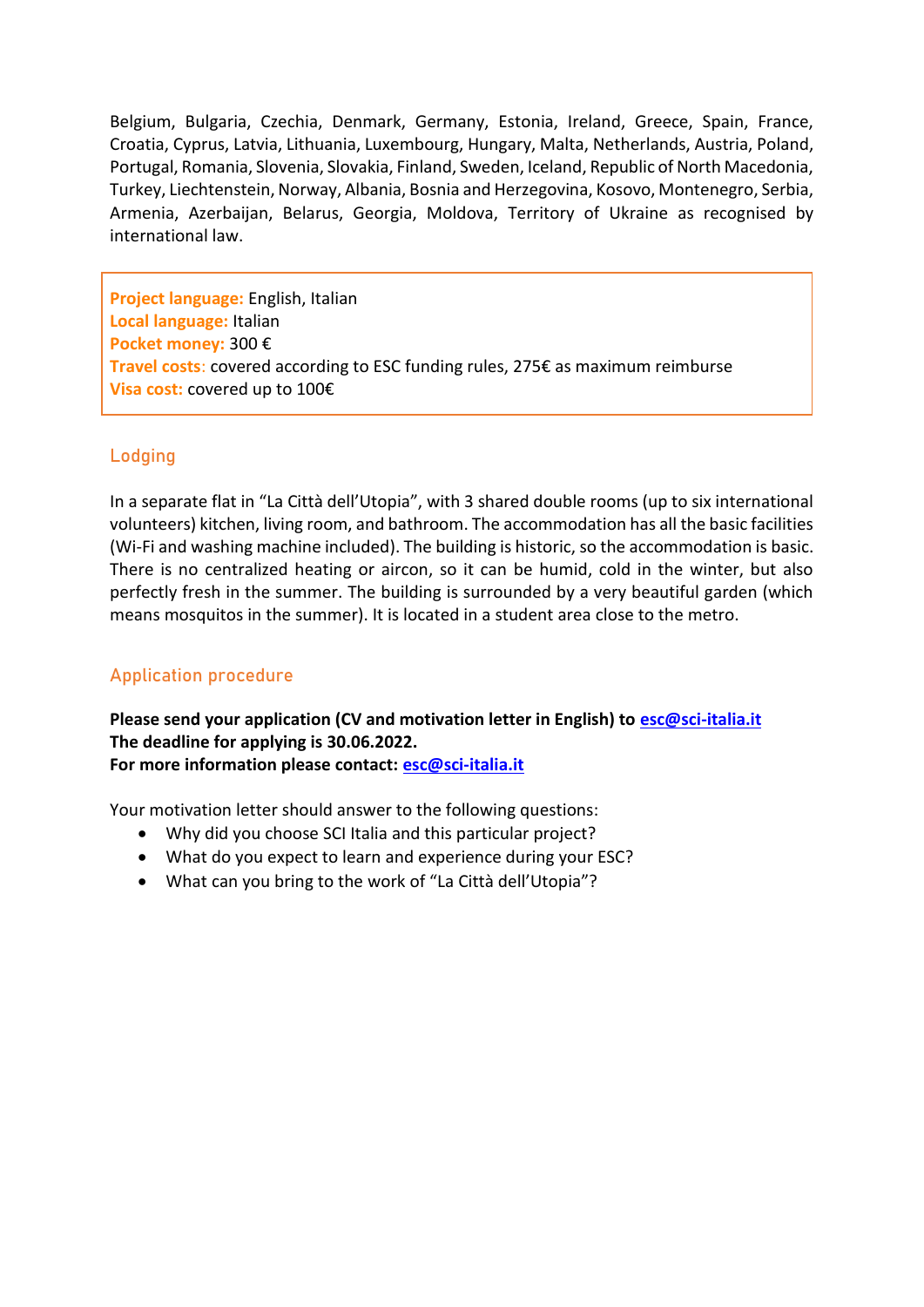Belgium, Bulgaria, Czechia, Denmark, Germany, Estonia, Ireland, Greece, Spain, France, Croatia, Cyprus, Latvia, Lithuania, Luxembourg, Hungary, Malta, Netherlands, Austria, Poland, Portugal, Romania, Slovenia, Slovakia, Finland, Sweden, Iceland, Republic of North Macedonia, Turkey, Liechtenstein, Norway, Albania, Bosnia and Herzegovina, Kosovo, Montenegro, Serbia, Armenia, Azerbaijan, Belarus, Georgia, Moldova, Territory of Ukraine as recognised by international law.

**Project language:** English, Italian
**Local language:** Italian
**Pocket money:** 300 €
**Travel costs**: covered according to ESC funding rules, 275€ as maximum reimburse
**Visa cost:** covered up to 100€

## Lodging

In a separate flat in "La Città dell'Utopia", with 3 shared double rooms (up to six international volunteers) kitchen, living room, and bathroom. The accommodation has all the basic facilities (Wi-Fi and washing machine included). The building is historic, so the accommodation is basic. There is no centralized heating or aircon, so it can be humid, cold in the winter, but also perfectly fresh in the summer. The building is surrounded by a very beautiful garden (which means mosquitos in the summer). It is located in a student area close to the metro.

## Application procedure

**Please send your application (CV and motivation letter in English) to esc@sci-italia.it**
**The deadline for applying is 30.06.2022.**
**For more information please contact: esc@sci-italia.it**

Your motivation letter should answer to the following questions:

- Why did you choose SCI Italia and this particular project?
- What do you expect to learn and experience during your ESC?
- What can you bring to the work of "La Città dell'Utopia"?